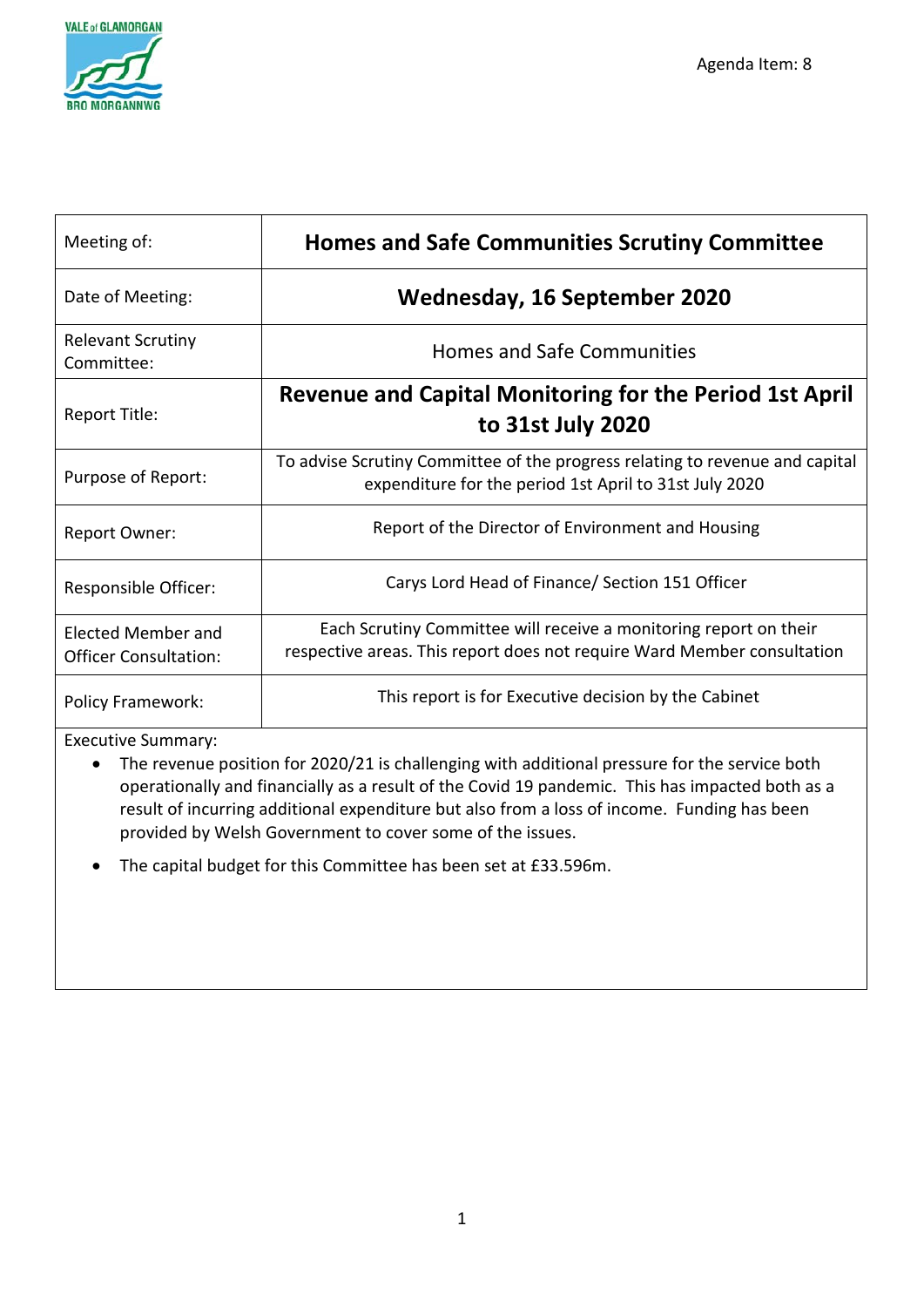Agenda Item: 8

| Meeting of: | **Homes and Safe Communities Scrutiny Committee** |
|---|---|
| Date of Meeting: | **Wednesday, 16 September 2020** |
| Relevant Scrutiny Committee: | Homes and Safe Communities |
| Report Title: | **Revenue and Capital Monitoring for the Period 1st April to 31st July 2020** |
| Purpose of Report: | To advise Scrutiny Committee of the progress relating to revenue and capital expenditure for the period 1st April to 31st July 2020 |
| Report Owner: | Report of the Director of Environment and Housing |
| Responsible Officer: | Carys Lord Head of Finance/ Section 151 Officer |
| Elected Member and Officer Consultation: | Each Scrutiny Committee will receive a monitoring report on their respective areas. This report does not require Ward Member consultation |
| Policy Framework: | This report is for Executive decision by the Cabinet |

Executive Summary:

- The revenue position for 2020/21 is challenging with additional pressure for the service both operationally and financially as a result of the Covid 19 pandemic. This has impacted both as a result of incurring additional expenditure but also from a loss of income. Funding has been provided by Welsh Government to cover some of the issues.
- The capital budget for this Committee has been set at £33.596m.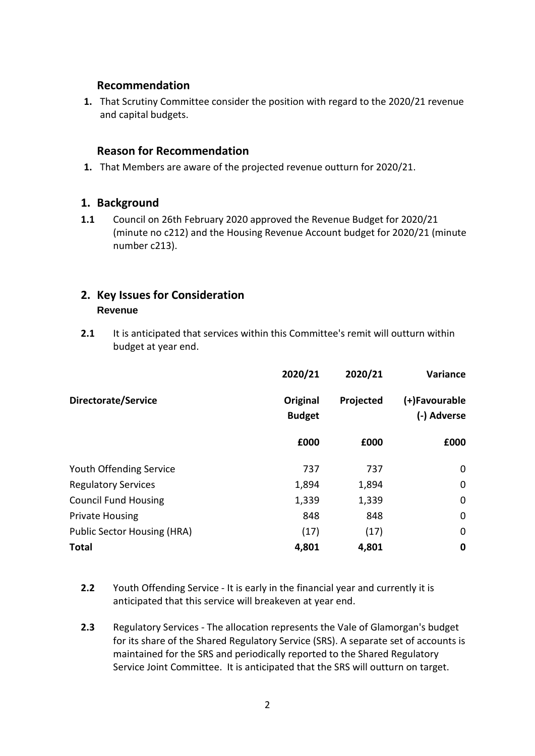## Recommendation

1. That Scrutiny Committee consider the position with regard to the 2020/21 revenue and capital budgets.

## Reason for Recommendation

1. That Members are aware of the projected revenue outturn for 2020/21.

## 1. Background

**1.1** Council on 26th February 2020 approved the Revenue Budget for 2020/21 (minute no c212) and the Housing Revenue Account budget for 2020/21 (minute number c213).

## 2. Key Issues for Consideration

### Revenue

**2.1** It is anticipated that services within this Committee's remit will outturn within budget at year end.

| Directorate/Service | 2020/21 Original Budget | 2020/21 Projected | Variance (+)Favourable (-) Adverse |
|---|---|---|---|
| | £000 | £000 | £000 |
| Youth Offending Service | 737 | 737 | 0 |
| Regulatory Services | 1,894 | 1,894 | 0 |
| Council Fund Housing | 1,339 | 1,339 | 0 |
| Private Housing | 848 | 848 | 0 |
| Public Sector Housing (HRA) | (17) | (17) | 0 |
| **Total** | **4,801** | **4,801** | **0** |

**2.2** Youth Offending Service - It is early in the financial year and currently it is anticipated that this service will breakeven at year end.

**2.3** Regulatory Services - The allocation represents the Vale of Glamorgan's budget for its share of the Shared Regulatory Service (SRS). A separate set of accounts is maintained for the SRS and periodically reported to the Shared Regulatory Service Joint Committee. It is anticipated that the SRS will outturn on target.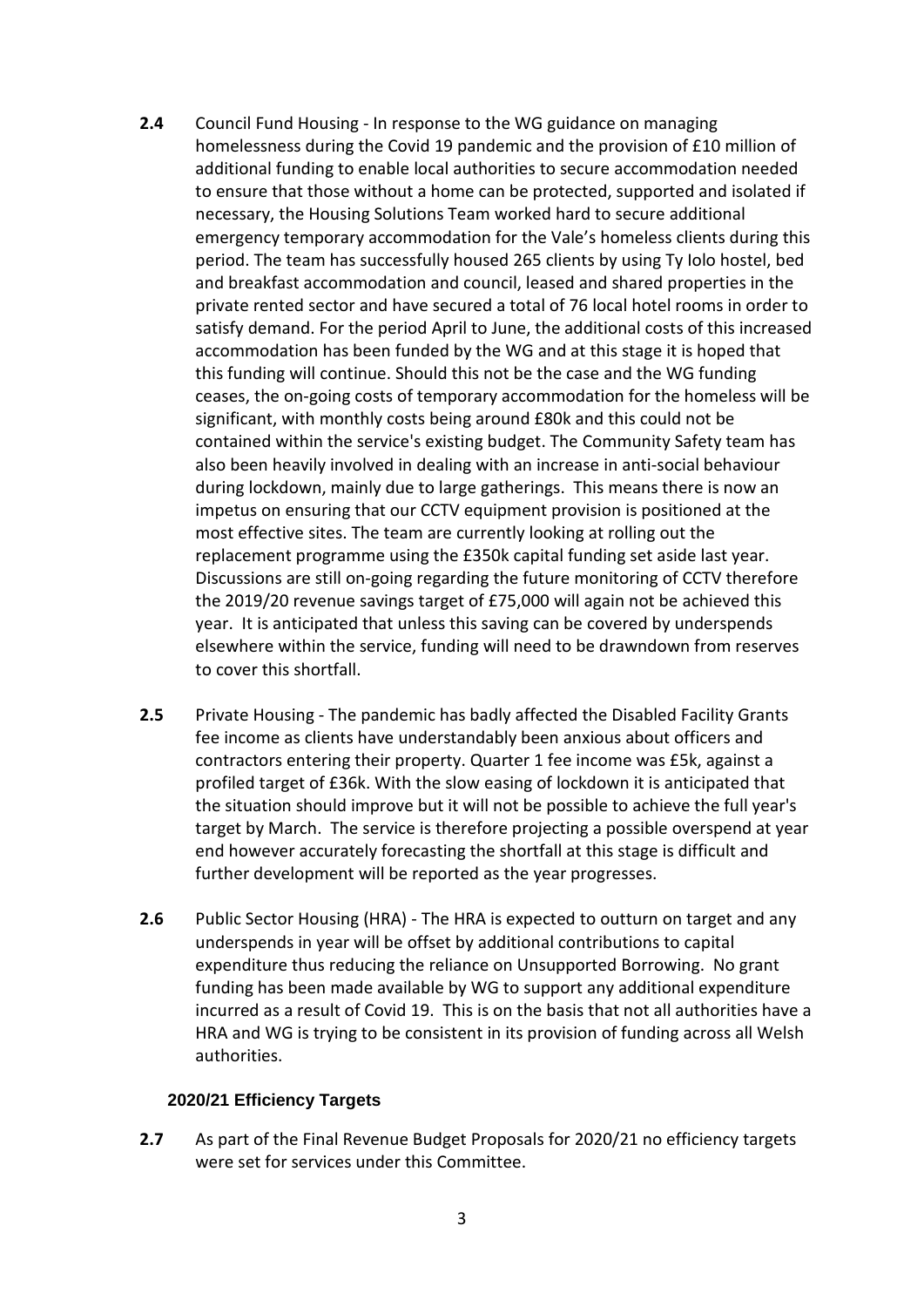**2.4** Council Fund Housing - In response to the WG guidance on managing homelessness during the Covid 19 pandemic and the provision of £10 million of additional funding to enable local authorities to secure accommodation needed to ensure that those without a home can be protected, supported and isolated if necessary, the Housing Solutions Team worked hard to secure additional emergency temporary accommodation for the Vale's homeless clients during this period. The team has successfully housed 265 clients by using Ty Iolo hostel, bed and breakfast accommodation and council, leased and shared properties in the private rented sector and have secured a total of 76 local hotel rooms in order to satisfy demand. For the period April to June, the additional costs of this increased accommodation has been funded by the WG and at this stage it is hoped that this funding will continue. Should this not be the case and the WG funding ceases, the on-going costs of temporary accommodation for the homeless will be significant, with monthly costs being around £80k and this could not be contained within the service's existing budget. The Community Safety team has also been heavily involved in dealing with an increase in anti-social behaviour during lockdown, mainly due to large gatherings. This means there is now an impetus on ensuring that our CCTV equipment provision is positioned at the most effective sites. The team are currently looking at rolling out the replacement programme using the £350k capital funding set aside last year. Discussions are still on-going regarding the future monitoring of CCTV therefore the 2019/20 revenue savings target of £75,000 will again not be achieved this year. It is anticipated that unless this saving can be covered by underspends elsewhere within the service, funding will need to be drawndown from reserves to cover this shortfall.

**2.5** Private Housing - The pandemic has badly affected the Disabled Facility Grants fee income as clients have understandably been anxious about officers and contractors entering their property. Quarter 1 fee income was £5k, against a profiled target of £36k. With the slow easing of lockdown it is anticipated that the situation should improve but it will not be possible to achieve the full year's target by March. The service is therefore projecting a possible overspend at year end however accurately forecasting the shortfall at this stage is difficult and further development will be reported as the year progresses.

**2.6** Public Sector Housing (HRA) - The HRA is expected to outturn on target and any underspends in year will be offset by additional contributions to capital expenditure thus reducing the reliance on Unsupported Borrowing. No grant funding has been made available by WG to support any additional expenditure incurred as a result of Covid 19. This is on the basis that not all authorities have a HRA and WG is trying to be consistent in its provision of funding across all Welsh authorities.

### 2020/21 Efficiency Targets

**2.7** As part of the Final Revenue Budget Proposals for 2020/21 no efficiency targets were set for services under this Committee.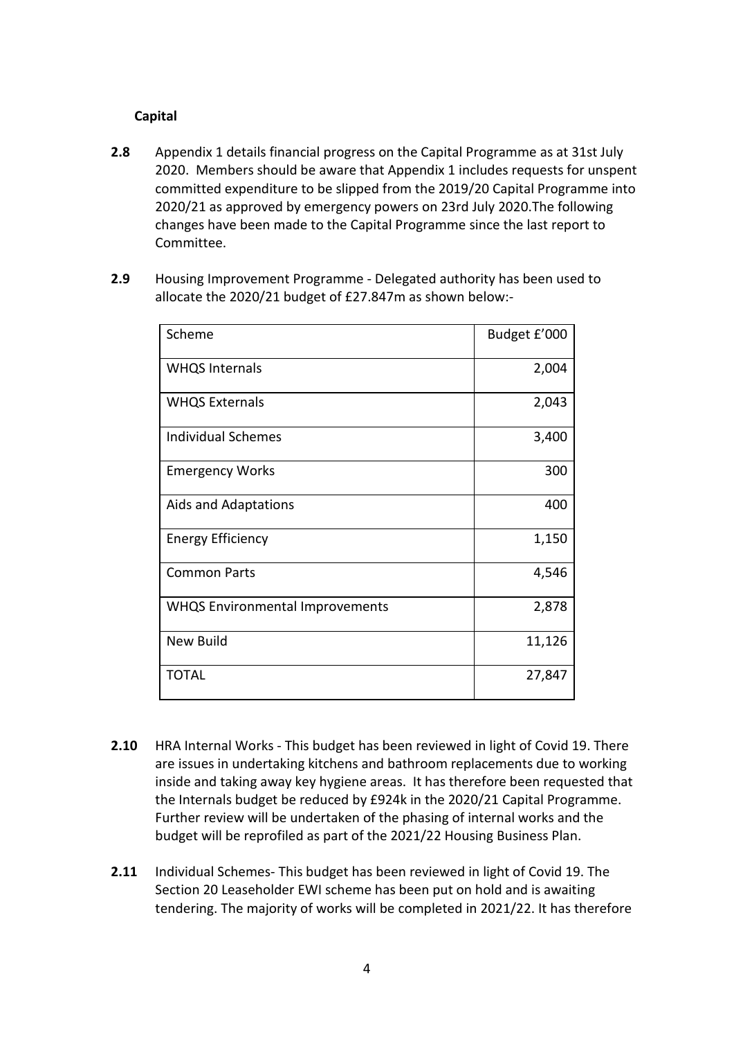**Capital**

**2.8** Appendix 1 details financial progress on the Capital Programme as at 31st July 2020. Members should be aware that Appendix 1 includes requests for unspent committed expenditure to be slipped from the 2019/20 Capital Programme into 2020/21 as approved by emergency powers on 23rd July 2020.The following changes have been made to the Capital Programme since the last report to Committee.

**2.9** Housing Improvement Programme - Delegated authority has been used to allocate the 2020/21 budget of £27.847m as shown below:-

| Scheme | Budget £'000 |
|---|---:|
| WHQS Internals | 2,004 |
| WHQS Externals | 2,043 |
| Individual Schemes | 3,400 |
| Emergency Works | 300 |
| Aids and Adaptations | 400 |
| Energy Efficiency | 1,150 |
| Common Parts | 4,546 |
| WHQS Environmental Improvements | 2,878 |
| New Build | 11,126 |
| TOTAL | 27,847 |

**2.10** HRA Internal Works - This budget has been reviewed in light of Covid 19. There are issues in undertaking kitchens and bathroom replacements due to working inside and taking away key hygiene areas. It has therefore been requested that the Internals budget be reduced by £924k in the 2020/21 Capital Programme. Further review will be undertaken of the phasing of internal works and the budget will be reprofiled as part of the 2021/22 Housing Business Plan.

**2.11** Individual Schemes- This budget has been reviewed in light of Covid 19. The Section 20 Leaseholder EWI scheme has been put on hold and is awaiting tendering. The majority of works will be completed in 2021/22. It has therefore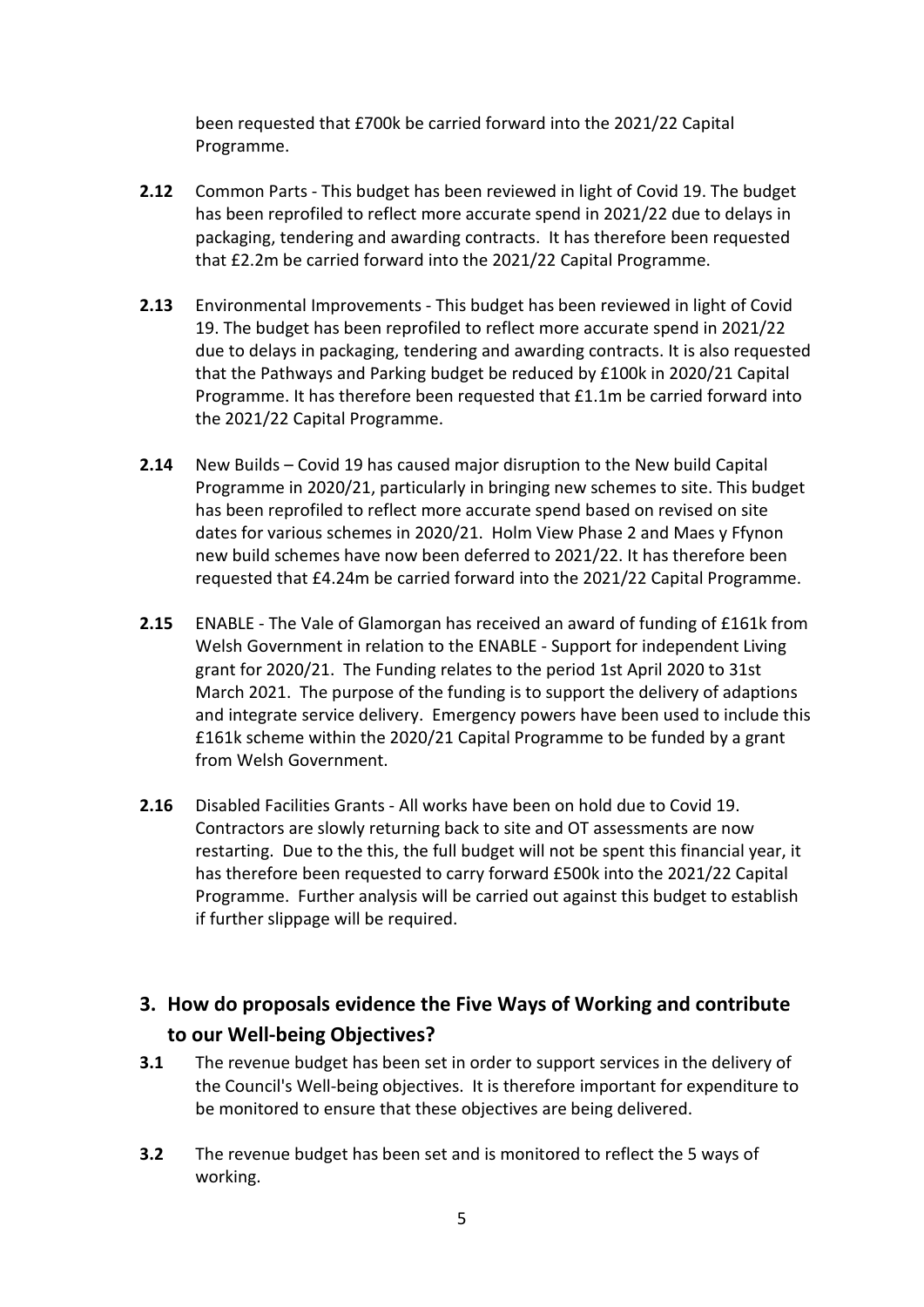been requested that £700k be carried forward into the 2021/22 Capital Programme.

**2.12** Common Parts - This budget has been reviewed in light of Covid 19. The budget has been reprofiled to reflect more accurate spend in 2021/22 due to delays in packaging, tendering and awarding contracts. It has therefore been requested that £2.2m be carried forward into the 2021/22 Capital Programme.

**2.13** Environmental Improvements - This budget has been reviewed in light of Covid 19. The budget has been reprofiled to reflect more accurate spend in 2021/22 due to delays in packaging, tendering and awarding contracts. It is also requested that the Pathways and Parking budget be reduced by £100k in 2020/21 Capital Programme. It has therefore been requested that £1.1m be carried forward into the 2021/22 Capital Programme.

**2.14** New Builds – Covid 19 has caused major disruption to the New build Capital Programme in 2020/21, particularly in bringing new schemes to site. This budget has been reprofiled to reflect more accurate spend based on revised on site dates for various schemes in 2020/21. Holm View Phase 2 and Maes y Ffynon new build schemes have now been deferred to 2021/22. It has therefore been requested that £4.24m be carried forward into the 2021/22 Capital Programme.

**2.15** ENABLE - The Vale of Glamorgan has received an award of funding of £161k from Welsh Government in relation to the ENABLE - Support for independent Living grant for 2020/21. The Funding relates to the period 1st April 2020 to 31st March 2021. The purpose of the funding is to support the delivery of adaptions and integrate service delivery. Emergency powers have been used to include this £161k scheme within the 2020/21 Capital Programme to be funded by a grant from Welsh Government.

**2.16** Disabled Facilities Grants - All works have been on hold due to Covid 19. Contractors are slowly returning back to site and OT assessments are now restarting. Due to the this, the full budget will not be spent this financial year, it has therefore been requested to carry forward £500k into the 2021/22 Capital Programme. Further analysis will be carried out against this budget to establish if further slippage will be required.

## 3. How do proposals evidence the Five Ways of Working and contribute to our Well-being Objectives?

**3.1** The revenue budget has been set in order to support services in the delivery of the Council's Well-being objectives. It is therefore important for expenditure to be monitored to ensure that these objectives are being delivered.

**3.2** The revenue budget has been set and is monitored to reflect the 5 ways of working.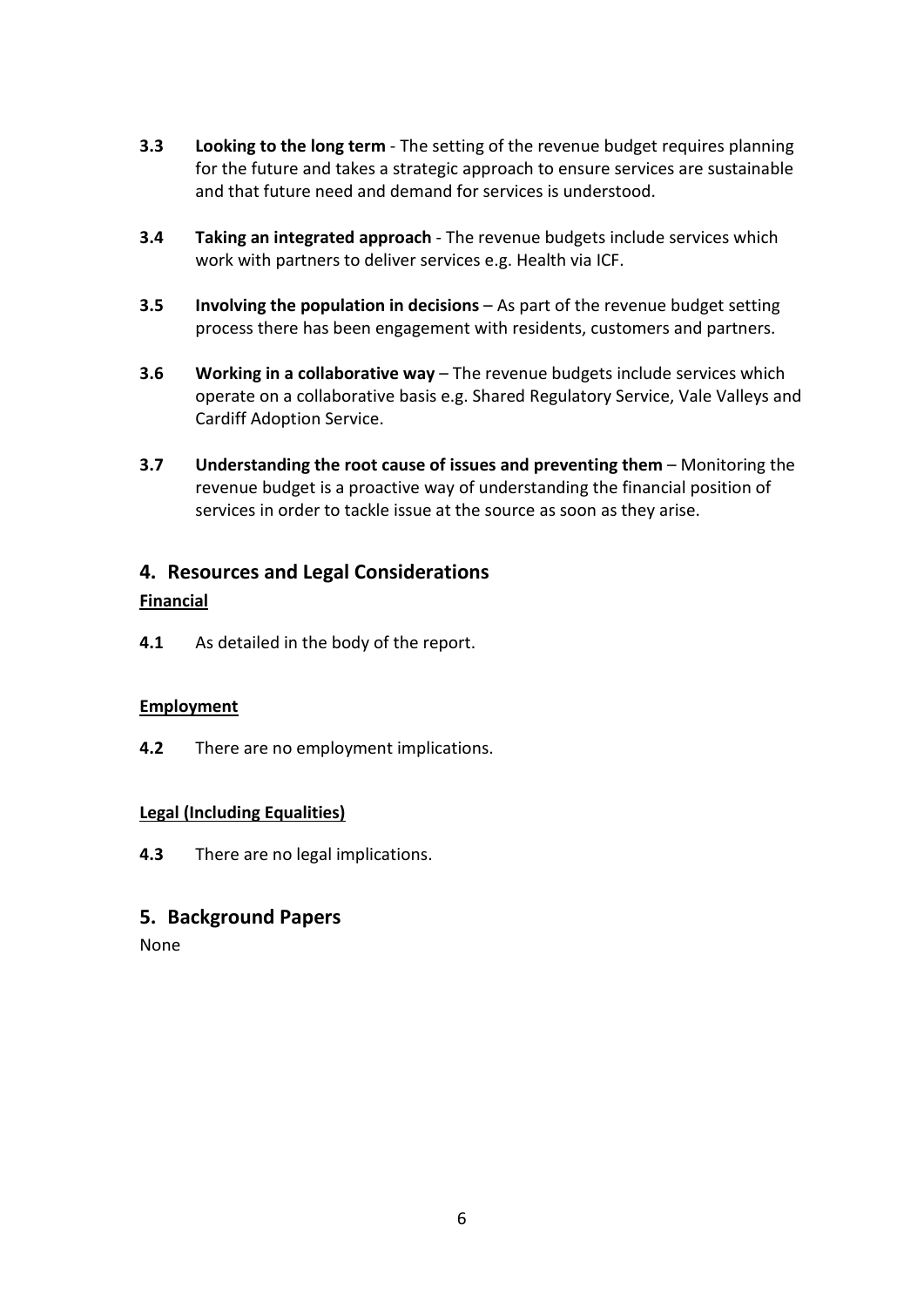**3.3** **Looking to the long term** - The setting of the revenue budget requires planning for the future and takes a strategic approach to ensure services are sustainable and that future need and demand for services is understood.

**3.4** **Taking an integrated approach** - The revenue budgets include services which work with partners to deliver services e.g. Health via ICF.

**3.5** **Involving the population in decisions** – As part of the revenue budget setting process there has been engagement with residents, customers and partners.

**3.6** **Working in a collaborative way** – The revenue budgets include services which operate on a collaborative basis e.g. Shared Regulatory Service, Vale Valleys and Cardiff Adoption Service.

**3.7** **Understanding the root cause of issues and preventing them** – Monitoring the revenue budget is a proactive way of understanding the financial position of services in order to tackle issue at the source as soon as they arise.

## 4. Resources and Legal Considerations

**Financial**

**4.1** As detailed in the body of the report.

**Employment**

**4.2** There are no employment implications.

**Legal (Including Equalities)**

**4.3** There are no legal implications.

## 5. Background Papers

None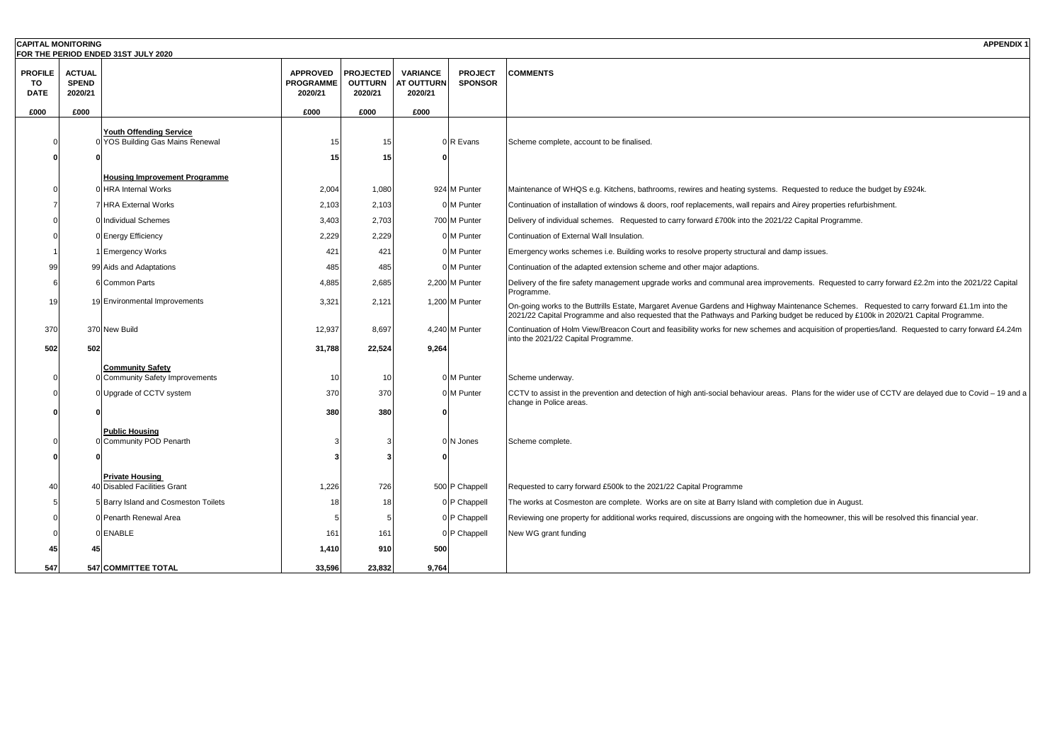**CAPITAL MONITORING** **APPENDIX 1**

**FOR THE PERIOD ENDED 31ST JULY 2020**

| PROFILE TO DATE | ACTUAL SPEND 2020/21 | | APPROVED PROGRAMME 2020/21 | PROJECTED OUTTURN 2020/21 | VARIANCE AT OUTTURN 2020/21 | PROJECT SPONSOR | COMMENTS |
|---|---|---|---|---|---|---|---|
| £000 | £000 | | £000 | £000 | £000 | | |
| | | **Youth Offending Service** | | | | | |
| 0 | 0 | YOS Building Gas Mains Renewal | 15 | 15 | 0 | R Evans | Scheme complete, account to be finalised. |
| **0** | **0** | | **15** | **15** | **0** | | |
| | | **Housing Improvement Programme** | | | | | |
| 0 | 0 | HRA Internal Works | 2,004 | 1,080 | 924 | M Punter | Maintenance of WHQS e.g. Kitchens, bathrooms, rewires and heating systems. Requested to reduce the budget by £924k. |
| 7 | 7 | HRA External Works | 2,103 | 2,103 | 0 | M Punter | Continuation of installation of windows & doors, roof replacements, wall repairs and Airey properties refurbishment. |
| 0 | 0 | Individual Schemes | 3,403 | 2,703 | 700 | M Punter | Delivery of individual schemes. Requested to carry forward £700k into the 2021/22 Capital Programme. |
| 0 | 0 | Energy Efficiency | 2,229 | 2,229 | 0 | M Punter | Continuation of External Wall Insulation. |
| 1 | 1 | Emergency Works | 421 | 421 | 0 | M Punter | Emergency works schemes i.e. Building works to resolve property structural and damp issues. |
| 99 | 99 | Aids and Adaptations | 485 | 485 | 0 | M Punter | Continuation of the adapted extension scheme and other major adaptions. |
| 6 | 6 | Common Parts | 4,885 | 2,685 | 2,200 | M Punter | Delivery of the fire safety management upgrade works and communal area improvements. Requested to carry forward £2.2m into the 2021/22 Capital Programme. |
| 19 | 19 | Environmental Improvements | 3,321 | 2,121 | 1,200 | M Punter | On-going works to the Buttrills Estate, Margaret Avenue Gardens and Highway Maintenance Schemes. Requested to carry forward £1.1m into the 2021/22 Capital Programme and also requested that the Pathways and Parking budget be reduced by £100k in 2020/21 Capital Programme. |
| 370 | 370 | New Build | 12,937 | 8,697 | 4,240 | M Punter | Continuation of Holm View/Breacon Court and feasibility works for new schemes and acquisition of properties/land. Requested to carry forward £4.24m into the 2021/22 Capital Programme. |
| **502** | **502** | | **31,788** | **22,524** | **9,264** | | |
| | | **Community Safety** | | | | | |
| 0 | 0 | Community Safety Improvements | 10 | 10 | 0 | M Punter | Scheme underway. |
| 0 | 0 | Upgrade of CCTV system | 370 | 370 | 0 | M Punter | CCTV to assist in the prevention and detection of high anti-social behaviour areas. Plans for the wider use of CCTV are delayed due to Covid – 19 and a change in Police areas. |
| **0** | **0** | | **380** | **380** | **0** | | |
| | | **Public Housing** | | | | | |
| 0 | 0 | Community POD Penarth | 3 | 3 | 0 | N Jones | Scheme complete. |
| **0** | **0** | | **3** | **3** | **0** | | |
| | | **Private Housing** | | | | | |
| 40 | 40 | Disabled Facilities Grant | 1,226 | 726 | 500 | P Chappell | Requested to carry forward £500k to the 2021/22 Capital Programme |
| 5 | 5 | Barry Island and Cosmeston Toilets | 18 | 18 | 0 | P Chappell | The works at Cosmeston are complete. Works are on site at Barry Island with completion due in August. |
| 0 | 0 | Penarth Renewal Area | 5 | 5 | 0 | P Chappell | Reviewing one property for additional works required, discussions are ongoing with the homeowner, this will be resolved this financial year. |
| 0 | 0 | ENABLE | 161 | 161 | 0 | P Chappell | New WG grant funding |
| **45** | **45** | | **1,410** | **910** | **500** | | |
| **547** | **547** | **COMMITTEE TOTAL** | **33,596** | **23,832** | **9,764** | | |